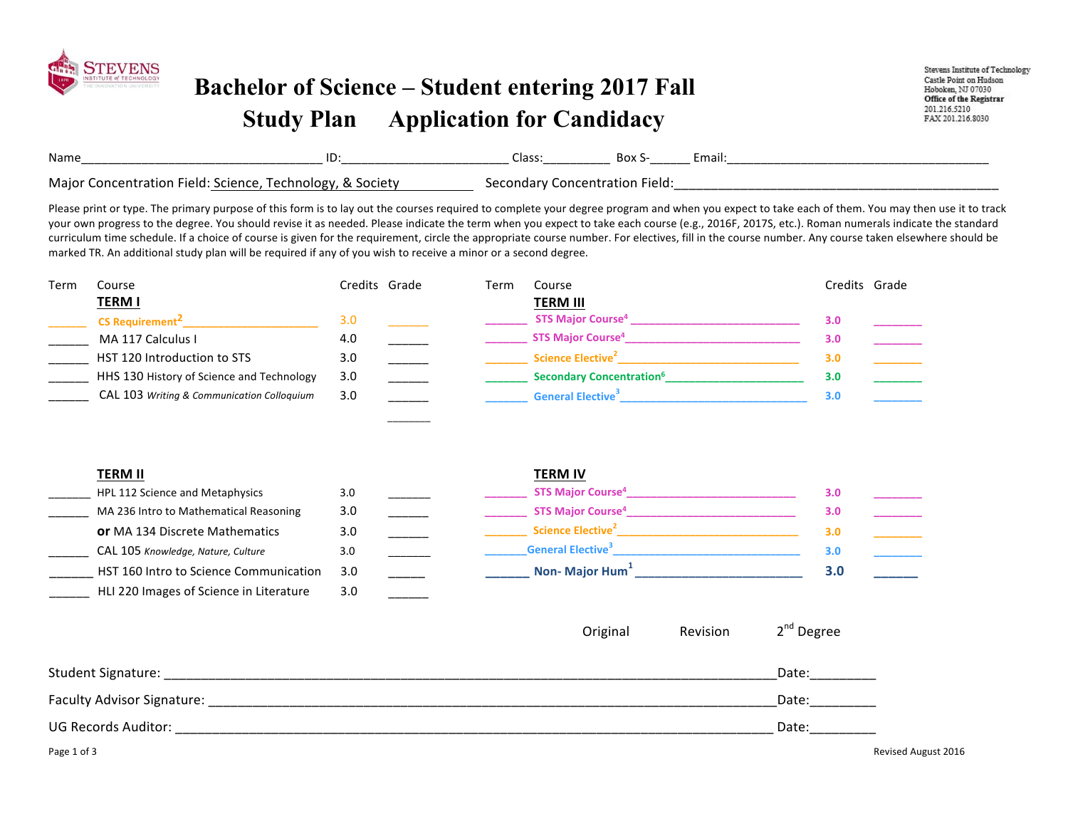# Bachelor of Science – Student entering 2017 Fall

## Study Plan     Application for Candidacy

Stevens Institute of Technology
Castle Point on Hudson
Hoboken, NJ 07030
**Office of the Registrar**
201.216.5210
FAX 201.216.8030

Name___________________________________ ID:_________________________ Class:__________ Box S-______ Email:_______________________________________

Major Concentration Field: Science, Technology, & Society     Secondary Concentration Field:_______________________________________________

Please print or type. The primary purpose of this form is to lay out the courses required to complete your degree program and when you expect to take each of them. You may then use it to track your own progress to the degree. You should revise it as needed. Please indicate the term when you expect to take each course (e.g., 2016F, 2017S, etc.). Roman numerals indicate the standard curriculum time schedule. If a choice of course is given for the requirement, circle the appropriate course number. For electives, fill in the course number. Any course taken elsewhere should be marked TR. An additional study plan will be required if any of you wish to receive a minor or a second degree.

| Term | Course | Credits | Grade |
|---|---|---|---|
| | **TERM I** | | |
| ______ | CS Requirement[2]______________________ | 3.0 | ______ |
| ______ | MA 117 Calculus I | 4.0 | ______ |
| ______ | HST 120 Introduction to STS | 3.0 | ______ |
| ______ | HHS 130 History of Science and Technology | 3.0 | ______ |
| ______ | CAL 103 *Writing & Communication Colloquium* | 3.0 | ______ |
| | **TERM II** | | |
| ______ | HPL 112 Science and Metaphysics | 3.0 | ______ |
| ______ | MA 236 Intro to Mathematical Reasoning | 3.0 | ______ |
| | **or** MA 134 Discrete Mathematics | 3.0 | ______ |
| ______ | CAL 105 *Knowledge, Nature, Culture* | 3.0 | ______ |
| ______ | HST 160 Intro to Science Communication | 3.0 | ______ |
| ______ | HLI 220 Images of Science in Literature | 3.0 | ______ |

| Term | Course | Credits | Grade |
|---|---|---|---|
| | **TERM III** | | |
| ______ | STS Major Course[4]____________________________ | 3.0 | ______ |
| ______ | STS Major Course[4]____________________________ | 3.0 | ______ |
| ______ | Science Elective[2]____________________________ | 3.0 | ______ |
| ______ | Secondary Concentration[6]______________________ | 3.0 | ______ |
| ______ | General Elective[3]_____________________________ | 3.0 | ______ |
| | **TERM IV** | | |
| ______ | STS Major Course[4]____________________________ | 3.0 | ______ |
| ______ | STS Major Course[4]____________________________ | 3.0 | ______ |
| ______ | Science Elective[2]____________________________ | 3.0 | ______ |
| ______ | General Elective[3]_____________________________ | 3.0 | ______ |
| ______ | **Non- Major Hum[1]** __________________________ | **3.0** | ______ |

Original     Revision     2nd Degree

Student Signature: ____________________________________________________________________________Date:_________

Faculty Advisor Signature: ______________________________________________________________________Date:_________

UG Records Auditor: __________________________________________________________________________ Date:_________

Revised August 2016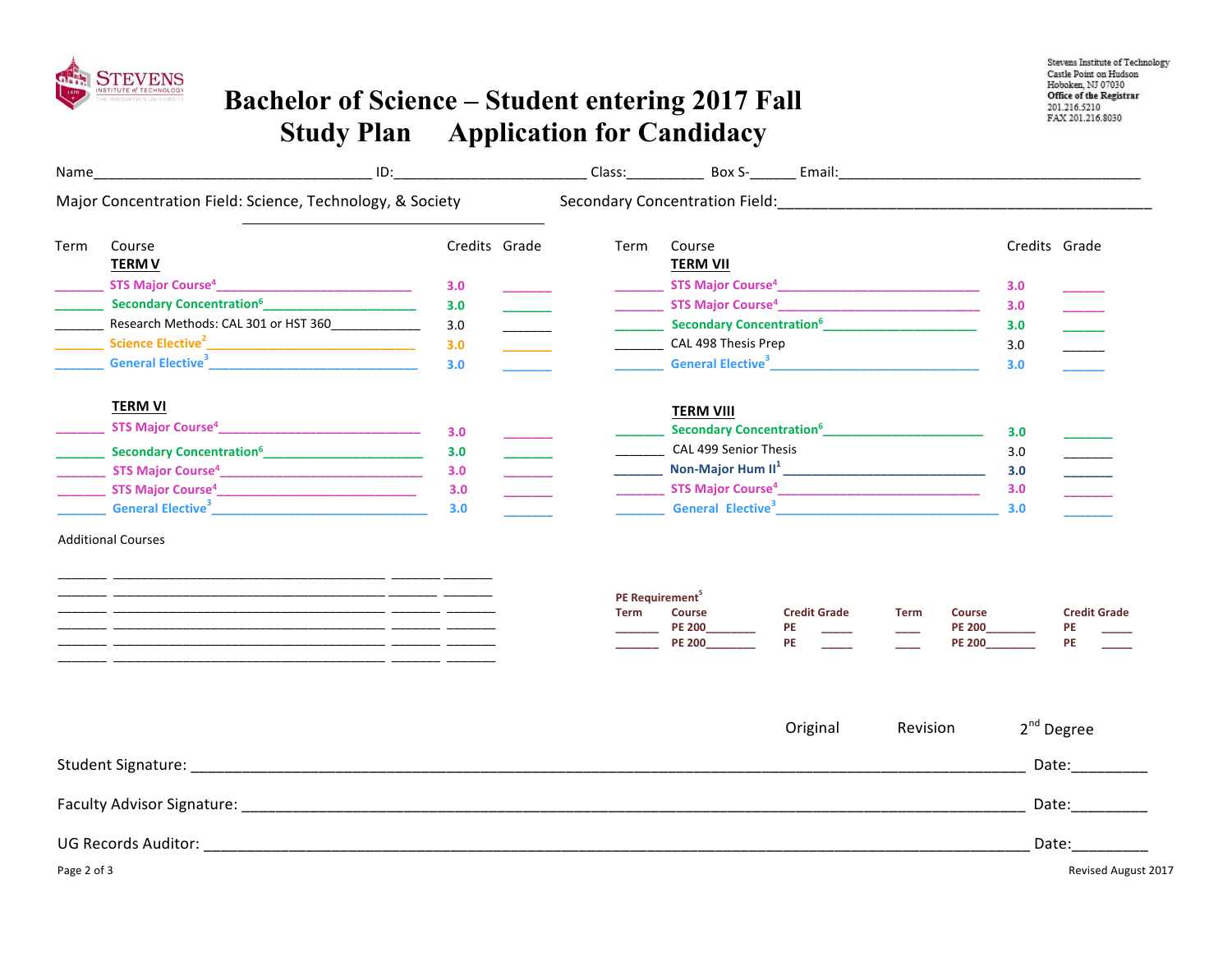# Bachelor of Science – Student entering 2017 Fall
## Study Plan Application for Candidacy

Stevens Institute of Technology
Castle Point on Hudson
Hoboken, NJ 07030
Office of the Registrar
201.216.5210
FAX 201.216.8030

Name___________________________________ ID:_________________________ Class:__________ Box S-______ Email:_________________________________________

Major Concentration Field: Science, Technology, & Society

Secondary Concentration Field:_______________________________________________

| Term | Course | Credits | Grade |
|---|---|---|---|
| | **TERM V** | | |
| _______ | STS Major Course[4]___________________________ | 3.0 | _______ |
| _______ | Secondary Concentration[6]______________________ | 3.0 | _______ |
| _______ | Research Methods: CAL 301 or HST 360_____________ | 3.0 | _______ |
| _______ | Science Elective[2]_____________________________ | 3.0 | _______ |
| _______ | General Elective[3]_____________________________ | 3.0 | _______ |
| | **TERM VI** | | |
| _______ | STS Major Course[4]___________________________ | 3.0 | _______ |
| _______ | Secondary Concentration[6]______________________ | 3.0 | _______ |
| _______ | STS Major Course[4]___________________________ | 3.0 | _______ |
| _______ | STS Major Course[4]___________________________ | 3.0 | _______ |
| _______ | General Elective[3]_____________________________ | 3.0 | _______ |

| Term | Course | Credits | Grade |
|---|---|---|---|
| | **TERM VII** | | |
| _______ | STS Major Course[4]___________________________ | 3.0 | _______ |
| _______ | STS Major Course[4]___________________________ | 3.0 | _______ |
| _______ | Secondary Concentration[6]______________________ | 3.0 | _______ |
| _______ | CAL 498 Thesis Prep | 3.0 | _______ |
| _______ | General Elective[3]_____________________________ | 3.0 | _______ |
| | **TERM VIII** | | |
| _______ | Secondary Concentration[6]______________________ | 3.0 | _______ |
| _______ | CAL 499 Senior Thesis | 3.0 | _______ |
| _______ | Non-Major Hum II[1] ___________________________ | 3.0 | _______ |
| _______ | STS Major Course[4]___________________________ | 3.0 | _______ |
| _______ | General Elective[3]_____________________________ | 3.0 | _______ |

Additional Courses

| Term | Course | Credits | Grade |
|---|---|---|---|
| _______ | _____________________________________ | _______ | _______ |
| _______ | _____________________________________ | _______ | _______ |
| _______ | _____________________________________ | _______ | _______ |
| _______ | _____________________________________ | _______ | _______ |
| _______ | _____________________________________ | _______ | _______ |
| _______ | _____________________________________ | _______ | _______ |

**PE Requirement[5]**

| Term | Course | Credit | Grade | Term | Course | Credit | Grade |
|---|---|---|---|---|---|---|---|
| _______ | PE 200________ | PE | _____ | ____ | PE 200________ | PE | _____ |
| _______ | PE 200________ | PE | _____ | ____ | PE 200________ | PE | _____ |

Original Revision 2nd Degree

Student Signature: ______________________________________________________________________ Date:_________

Faculty Advisor Signature: ________________________________________________________________ Date:_________

UG Records Auditor: _____________________________________________________________________ Date:_________

Revised August 2017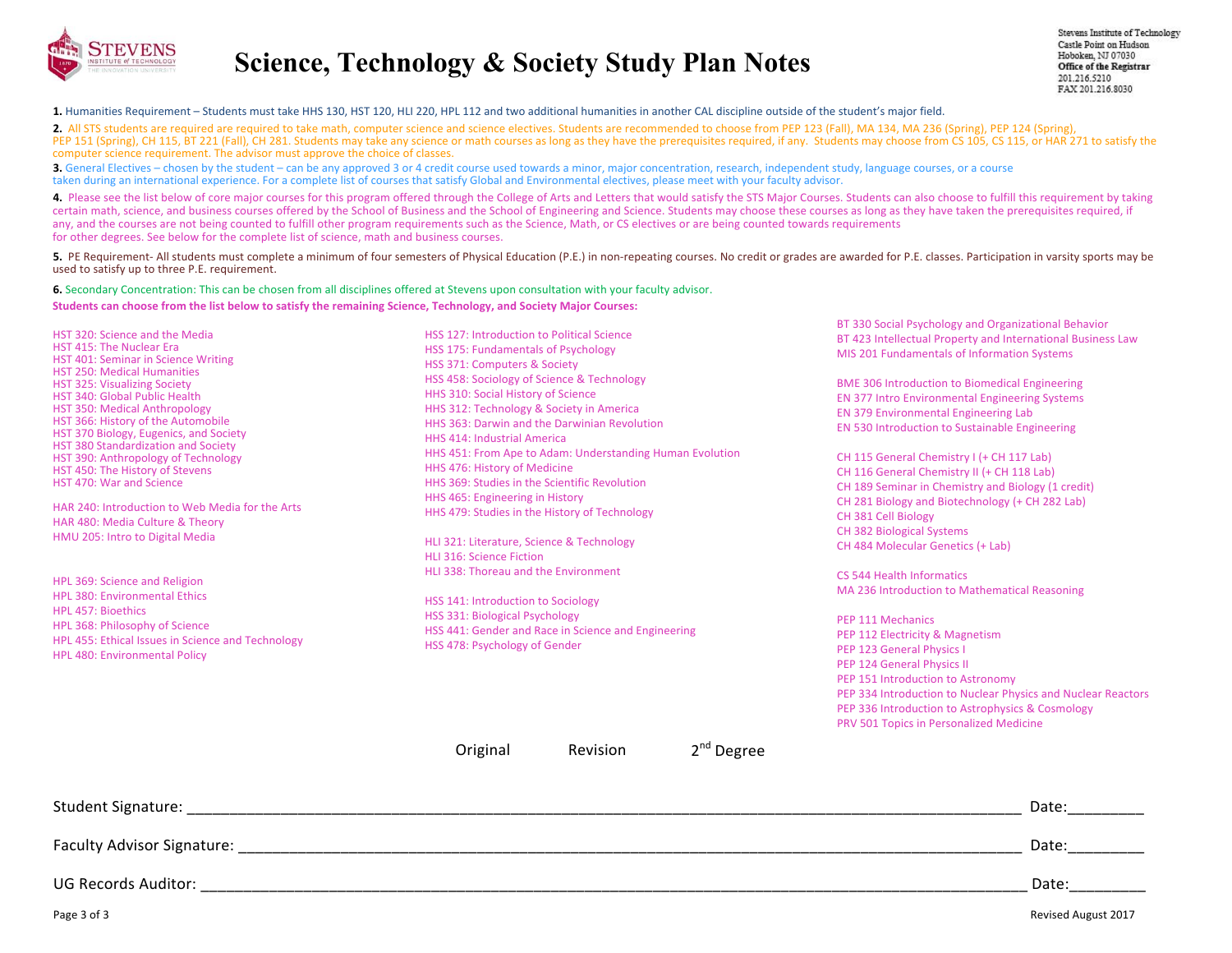# Science, Technology & Society Study Plan Notes

Stevens Institute of Technology
Castle Point on Hudson
Hoboken, NJ 07030
**Office of the Registrar**
201.216.5210
FAX 201.216.8030

**1.** Humanities Requirement – Students must take HHS 130, HST 120, HLI 220, HPL 112 and two additional humanities in another CAL discipline outside of the student's major field.

**2.** All STS students are required are required to take math, computer science and science electives. Students are recommended to choose from PEP 123 (Fall), MA 134, MA 236 (Spring), PEP 124 (Spring), PEP 151 (Spring), CH 115, BT 221 (Fall), CH 281. Students may take any science or math courses as long as they have the prerequisites required, if any. Students may choose from CS 105, CS 115, or HAR 271 to satisfy the computer science requirement. The advisor must approve the choice of classes.

**3.** General Electives – chosen by the student – can be any approved 3 or 4 credit course used towards a minor, major concentration, research, independent study, language courses, or a course taken during an international experience. For a complete list of courses that satisfy Global and Environmental electives, please meet with your faculty advisor.

**4.** Please see the list below of core major courses for this program offered through the College of Arts and Letters that would satisfy the STS Major Courses. Students can also choose to fulfill this requirement by taking certain math, science, and business courses offered by the School of Business and the School of Engineering and Science. Students may choose these courses as long as they have taken the prerequisites required, if any, and the courses are not being counted to fulfill other program requirements such as the Science, Math, or CS electives or are being counted towards requirements for other degrees. See below for the complete list of science, math and business courses.

**5.** PE Requirement- All students must complete a minimum of four semesters of Physical Education (P.E.) in non-repeating courses. No credit or grades are awarded for P.E. classes. Participation in varsity sports may be used to satisfy up to three P.E. requirement.

**6.** Secondary Concentration: This can be chosen from all disciplines offered at Stevens upon consultation with your faculty advisor.

**Students can choose from the list below to satisfy the remaining Science, Technology, and Society Major Courses:**

HST 320: Science and the Media
HST 415: The Nuclear Era
HST 401: Seminar in Science Writing
HST 250: Medical Humanities
HST 325: Visualizing Society
HST 340: Global Public Health
HST 350: Medical Anthropology
HST 366: History of the Automobile
HST 370 Biology, Eugenics, and Society
HST 380 Standardization and Society
HST 390: Anthropology of Technology
HST 450: The History of Stevens
HST 470: War and Science

HAR 240: Introduction to Web Media for the Arts
HAR 480: Media Culture & Theory
HMU 205: Intro to Digital Media

HPL 369: Science and Religion
HPL 380: Environmental Ethics
HPL 457: Bioethics
HPL 368: Philosophy of Science
HPL 455: Ethical Issues in Science and Technology
HPL 480: Environmental Policy

HSS 127: Introduction to Political Science
HSS 175: Fundamentals of Psychology
HSS 371: Computers & Society
HSS 458: Sociology of Science & Technology
HHS 310: Social History of Science
HHS 312: Technology & Society in America
HHS 363: Darwin and the Darwinian Revolution
HHS 414: Industrial America
HHS 451: From Ape to Adam: Understanding Human Evolution
HHS 476: History of Medicine
HHS 369: Studies in the Scientific Revolution
HHS 465: Engineering in History
HHS 479: Studies in the History of Technology

HLI 321: Literature, Science & Technology
HLI 316: Science Fiction
HLI 338: Thoreau and the Environment

HSS 141: Introduction to Sociology
HSS 331: Biological Psychology
HSS 441: Gender and Race in Science and Engineering
HSS 478: Psychology of Gender

BT 330 Social Psychology and Organizational Behavior
BT 423 Intellectual Property and International Business Law
MIS 201 Fundamentals of Information Systems

BME 306 Introduction to Biomedical Engineering
EN 377 Intro Environmental Engineering Systems
EN 379 Environmental Engineering Lab
EN 530 Introduction to Sustainable Engineering

CH 115 General Chemistry I (+ CH 117 Lab)
CH 116 General Chemistry II (+ CH 118 Lab)
CH 189 Seminar in Chemistry and Biology (1 credit)
CH 281 Biology and Biotechnology (+ CH 282 Lab)
CH 381 Cell Biology
CH 382 Biological Systems
CH 484 Molecular Genetics (+ Lab)

CS 544 Health Informatics
MA 236 Introduction to Mathematical Reasoning

PEP 111 Mechanics
PEP 112 Electricity & Magnetism
PEP 123 General Physics I
PEP 124 General Physics II
PEP 151 Introduction to Astronomy
PEP 334 Introduction to Nuclear Physics and Nuclear Reactors
PEP 336 Introduction to Astrophysics & Cosmology
PRV 501 Topics in Personalized Medicine

Original     Revision     2nd Degree

Student Signature: ____________________________________________ Date:_________

Faculty Advisor Signature: ______________________________________ Date:_________

UG Records Auditor: __________________________________________ Date:_________

Revised August 2017